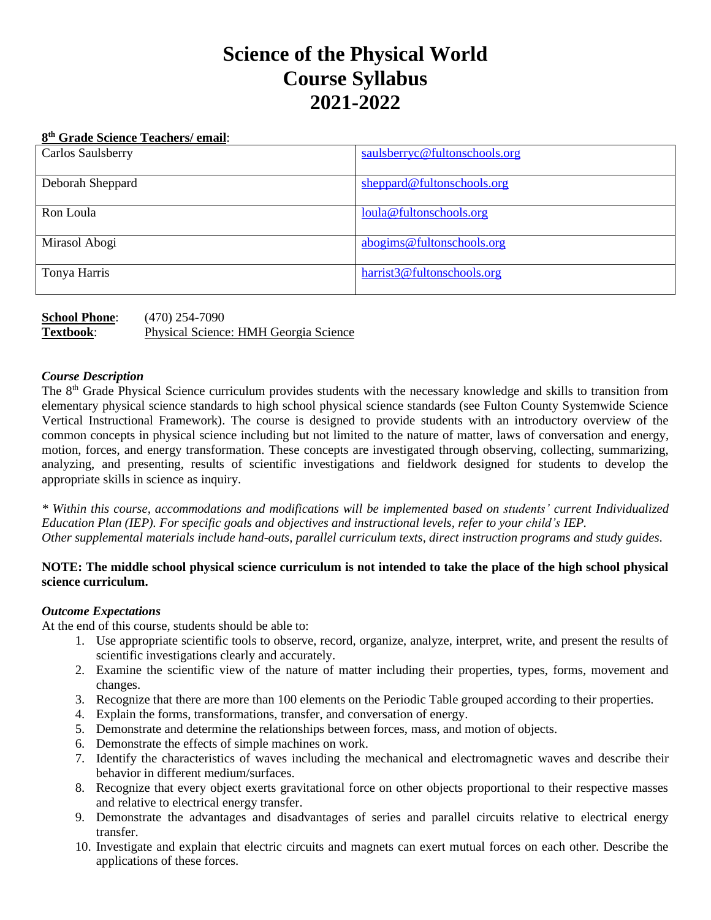# Science of the Physical World
# Course Syllabus
# 2021-2022

**8th Grade Science Teachers/ email**:

| | |
|---|---|
| Carlos Saulsberry | saulsberryc@fultonschools.org |
| Deborah Sheppard | sheppard@fultonschools.org |
| Ron Loula | loula@fultonschools.org |
| Mirasol Abogi | abogims@fultonschools.org |
| Tonya Harris | harrist3@fultonschools.org |

**School Phone**: (470) 254-7090
**Textbook**: Physical Science: HMH Georgia Science

***Course Description***

The 8th Grade Physical Science curriculum provides students with the necessary knowledge and skills to transition from elementary physical science standards to high school physical science standards (see Fulton County Systemwide Science Vertical Instructional Framework). The course is designed to provide students with an introductory overview of the common concepts in physical science including but not limited to the nature of matter, laws of conversation and energy, motion, forces, and energy transformation. These concepts are investigated through observing, collecting, summarizing, analyzing, and presenting, results of scientific investigations and fieldwork designed for students to develop the appropriate skills in science as inquiry.

*\* Within this course, accommodations and modifications will be implemented based on students' current Individualized Education Plan (IEP). For specific goals and objectives and instructional levels, refer to your child's IEP. Other supplemental materials include hand-outs, parallel curriculum texts, direct instruction programs and study guides.*

**NOTE: The middle school physical science curriculum is not intended to take the place of the high school physical science curriculum.**

***Outcome Expectations***

At the end of this course, students should be able to:

1. Use appropriate scientific tools to observe, record, organize, analyze, interpret, write, and present the results of scientific investigations clearly and accurately.
2. Examine the scientific view of the nature of matter including their properties, types, forms, movement and changes.
3. Recognize that there are more than 100 elements on the Periodic Table grouped according to their properties.
4. Explain the forms, transformations, transfer, and conversation of energy.
5. Demonstrate and determine the relationships between forces, mass, and motion of objects.
6. Demonstrate the effects of simple machines on work.
7. Identify the characteristics of waves including the mechanical and electromagnetic waves and describe their behavior in different medium/surfaces.
8. Recognize that every object exerts gravitational force on other objects proportional to their respective masses and relative to electrical energy transfer.
9. Demonstrate the advantages and disadvantages of series and parallel circuits relative to electrical energy transfer.
10. Investigate and explain that electric circuits and magnets can exert mutual forces on each other. Describe the applications of these forces.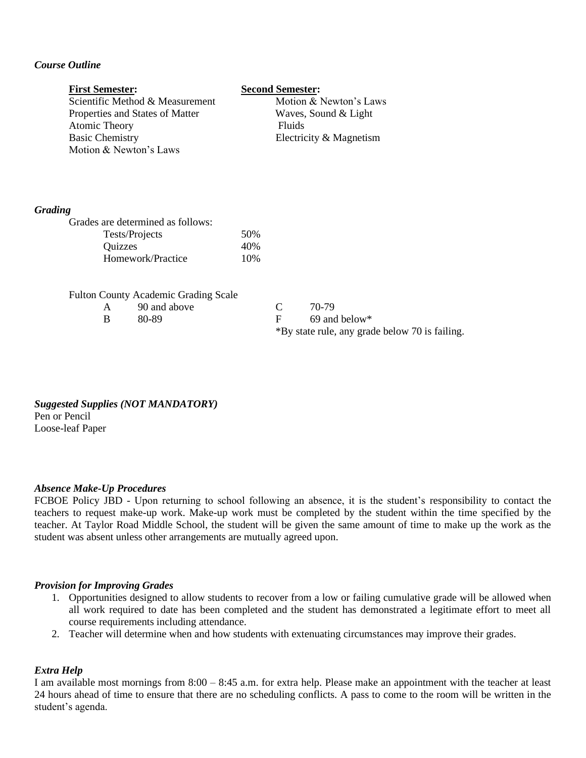***Course Outline***

| **First Semester:** | **Second Semester:** |
|---|---|
| Scientific Method & Measurement | Motion & Newton's Laws |
| Properties and States of Matter | Waves, Sound & Light |
| Atomic Theory | Fluids |
| Basic Chemistry | Electricity & Magnetism |
| Motion & Newton's Laws | |

***Grading***

Grades are determined as follows:

| Category | Weight |
|---|---|
| Tests/Projects | 50% |
| Quizzes | 40% |
| Homework/Practice | 10% |

Fulton County Academic Grading Scale

| Grade | Range |
|---|---|
| A | 90 and above |
| B | 80-89 |
| C | 70-79 |
| F | 69 and below* |

*By state rule, any grade below 70 is failing.

***Suggested Supplies (NOT MANDATORY)***

Pen or Pencil
Loose-leaf Paper

***Absence Make-Up Procedures***

FCBOE Policy JBD - Upon returning to school following an absence, it is the student's responsibility to contact the teachers to request make-up work. Make-up work must be completed by the student within the time specified by the teacher. At Taylor Road Middle School, the student will be given the same amount of time to make up the work as the student was absent unless other arrangements are mutually agreed upon.

***Provision for Improving Grades***

1. Opportunities designed to allow students to recover from a low or failing cumulative grade will be allowed when all work required to date has been completed and the student has demonstrated a legitimate effort to meet all course requirements including attendance.
2. Teacher will determine when and how students with extenuating circumstances may improve their grades.

***Extra Help***

I am available most mornings from 8:00 – 8:45 a.m. for extra help. Please make an appointment with the teacher at least 24 hours ahead of time to ensure that there are no scheduling conflicts. A pass to come to the room will be written in the student's agenda.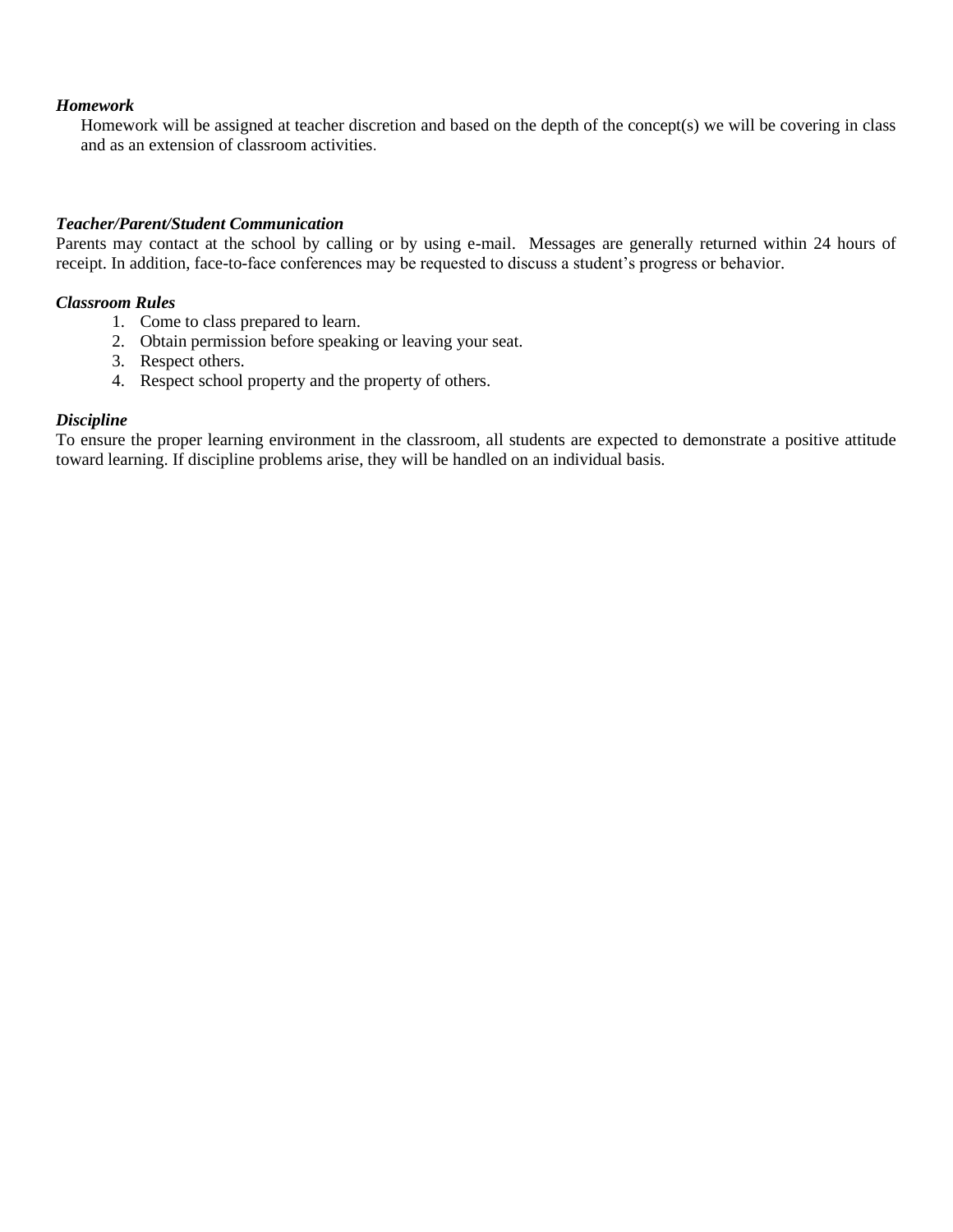***Homework***

Homework will be assigned at teacher discretion and based on the depth of the concept(s) we will be covering in class and as an extension of classroom activities.

***Teacher/Parent/Student Communication***

Parents may contact at the school by calling or by using e-mail. Messages are generally returned within 24 hours of receipt. In addition, face-to-face conferences may be requested to discuss a student's progress or behavior.

***Classroom Rules***

1. Come to class prepared to learn.
2. Obtain permission before speaking or leaving your seat.
3. Respect others.
4. Respect school property and the property of others.

***Discipline***

To ensure the proper learning environment in the classroom, all students are expected to demonstrate a positive attitude toward learning. If discipline problems arise, they will be handled on an individual basis.